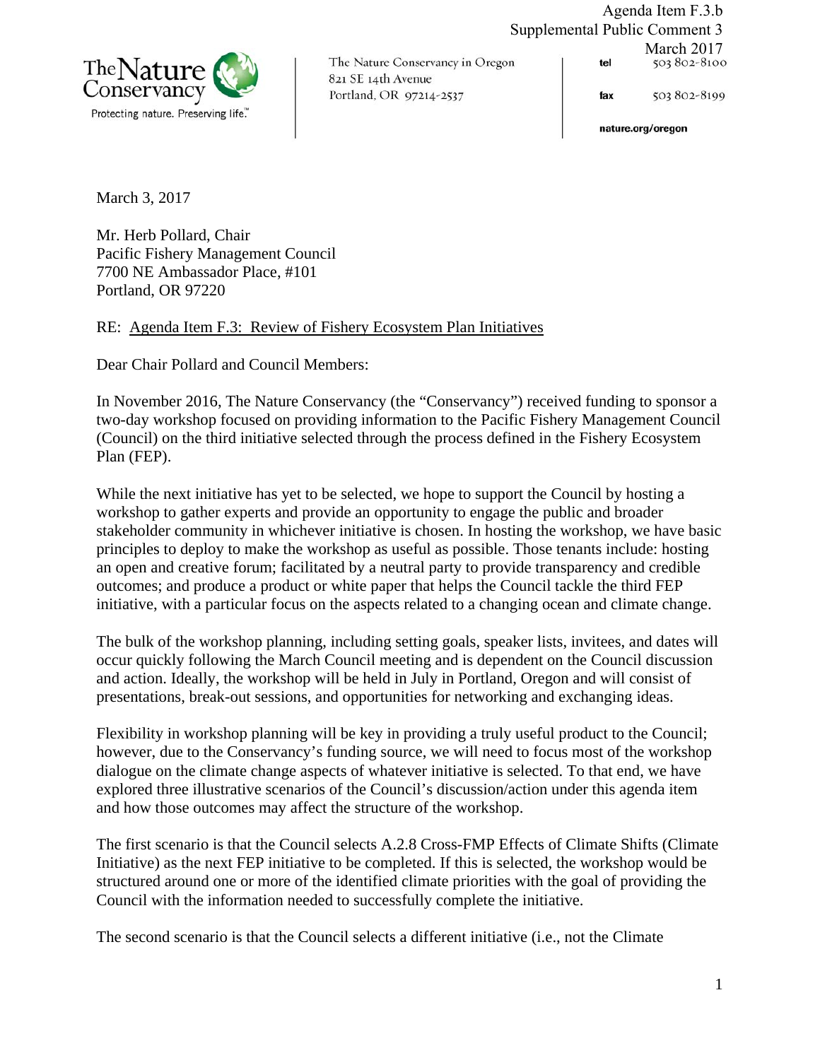Agenda Item F.3.b
Supplemental Public Comment 3
March 2017

The Nature Conservancy
Protecting nature. Preserving life.™

The Nature Conservancy in Oregon
821 SE 14th Avenue
Portland, OR 97214-2537

tel 503 802-8100
fax 503 802-8199
nature.org/oregon

March 3, 2017

Mr. Herb Pollard, Chair
Pacific Fishery Management Council
7700 NE Ambassador Place, #101
Portland, OR 97220

RE: Agenda Item F.3: Review of Fishery Ecosystem Plan Initiatives

Dear Chair Pollard and Council Members:

In November 2016, The Nature Conservancy (the "Conservancy") received funding to sponsor a two-day workshop focused on providing information to the Pacific Fishery Management Council (Council) on the third initiative selected through the process defined in the Fishery Ecosystem Plan (FEP).

While the next initiative has yet to be selected, we hope to support the Council by hosting a workshop to gather experts and provide an opportunity to engage the public and broader stakeholder community in whichever initiative is chosen. In hosting the workshop, we have basic principles to deploy to make the workshop as useful as possible. Those tenants include: hosting an open and creative forum; facilitated by a neutral party to provide transparency and credible outcomes; and produce a product or white paper that helps the Council tackle the third FEP initiative, with a particular focus on the aspects related to a changing ocean and climate change.

The bulk of the workshop planning, including setting goals, speaker lists, invitees, and dates will occur quickly following the March Council meeting and is dependent on the Council discussion and action. Ideally, the workshop will be held in July in Portland, Oregon and will consist of presentations, break-out sessions, and opportunities for networking and exchanging ideas.

Flexibility in workshop planning will be key in providing a truly useful product to the Council; however, due to the Conservancy's funding source, we will need to focus most of the workshop dialogue on the climate change aspects of whatever initiative is selected. To that end, we have explored three illustrative scenarios of the Council's discussion/action under this agenda item and how those outcomes may affect the structure of the workshop.

The first scenario is that the Council selects A.2.8 Cross-FMP Effects of Climate Shifts (Climate Initiative) as the next FEP initiative to be completed. If this is selected, the workshop would be structured around one or more of the identified climate priorities with the goal of providing the Council with the information needed to successfully complete the initiative.

The second scenario is that the Council selects a different initiative (i.e., not the Climate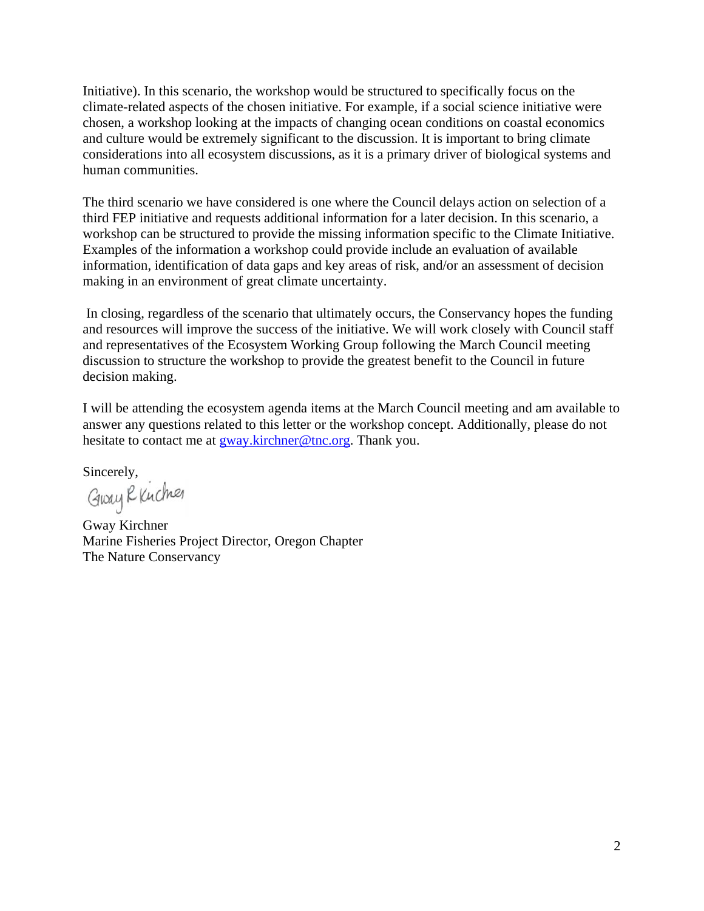Initiative). In this scenario, the workshop would be structured to specifically focus on the climate-related aspects of the chosen initiative. For example, if a social science initiative were chosen, a workshop looking at the impacts of changing ocean conditions on coastal economics and culture would be extremely significant to the discussion. It is important to bring climate considerations into all ecosystem discussions, as it is a primary driver of biological systems and human communities.

The third scenario we have considered is one where the Council delays action on selection of a third FEP initiative and requests additional information for a later decision. In this scenario, a workshop can be structured to provide the missing information specific to the Climate Initiative. Examples of the information a workshop could provide include an evaluation of available information, identification of data gaps and key areas of risk, and/or an assessment of decision making in an environment of great climate uncertainty.

In closing, regardless of the scenario that ultimately occurs, the Conservancy hopes the funding and resources will improve the success of the initiative. We will work closely with Council staff and representatives of the Ecosystem Working Group following the March Council meeting discussion to structure the workshop to provide the greatest benefit to the Council in future decision making.

I will be attending the ecosystem agenda items at the March Council meeting and am available to answer any questions related to this letter or the workshop concept. Additionally, please do not hesitate to contact me at gway.kirchner@tnc.org. Thank you.

Sincerely,

Gway Kirchner
Marine Fisheries Project Director, Oregon Chapter
The Nature Conservancy